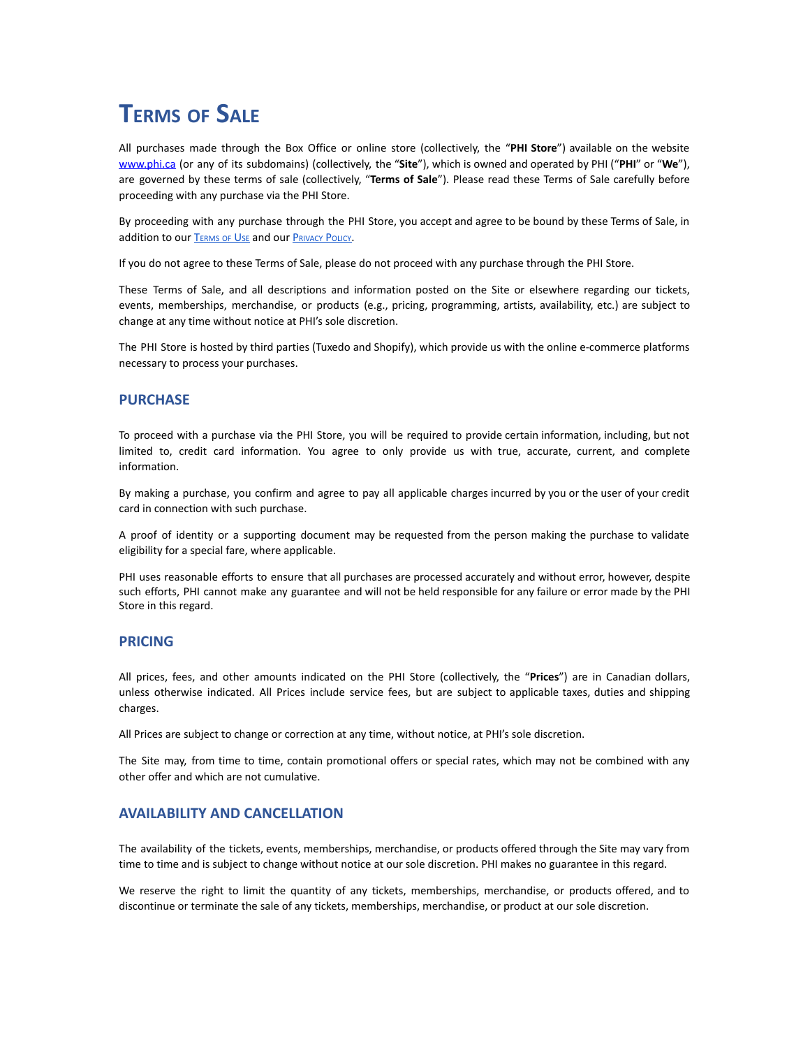# Terms of Sale

All purchases made through the Box Office or online store (collectively, the "**PHI Store**") available on the website [www.phi.ca](www.phi.ca) (or any of its subdomains) (collectively, the "**Site**"), which is owned and operated by PHI ("**PHI**" or "**We**"), are governed by these terms of sale (collectively, "**Terms of Sale**"). Please read these Terms of Sale carefully before proceeding with any purchase via the PHI Store.

By proceeding with any purchase through the PHI Store, you accept and agree to be bound by these Terms of Sale, in addition to our Terms of Use and our Privacy Policy.

If you do not agree to these Terms of Sale, please do not proceed with any purchase through the PHI Store.

These Terms of Sale, and all descriptions and information posted on the Site or elsewhere regarding our tickets, events, memberships, merchandise, or products (e.g., pricing, programming, artists, availability, etc.) are subject to change at any time without notice at PHI's sole discretion.

The PHI Store is hosted by third parties (Tuxedo and Shopify), which provide us with the online e-commerce platforms necessary to process your purchases.

## PURCHASE

To proceed with a purchase via the PHI Store, you will be required to provide certain information, including, but not limited to, credit card information. You agree to only provide us with true, accurate, current, and complete information.

By making a purchase, you confirm and agree to pay all applicable charges incurred by you or the user of your credit card in connection with such purchase.

A proof of identity or a supporting document may be requested from the person making the purchase to validate eligibility for a special fare, where applicable.

PHI uses reasonable efforts to ensure that all purchases are processed accurately and without error, however, despite such efforts, PHI cannot make any guarantee and will not be held responsible for any failure or error made by the PHI Store in this regard.

## PRICING

All prices, fees, and other amounts indicated on the PHI Store (collectively, the "**Prices**") are in Canadian dollars, unless otherwise indicated. All Prices include service fees, but are subject to applicable taxes, duties and shipping charges.

All Prices are subject to change or correction at any time, without notice, at PHI's sole discretion.

The Site may, from time to time, contain promotional offers or special rates, which may not be combined with any other offer and which are not cumulative.

## AVAILABILITY AND CANCELLATION

The availability of the tickets, events, memberships, merchandise, or products offered through the Site may vary from time to time and is subject to change without notice at our sole discretion. PHI makes no guarantee in this regard.

We reserve the right to limit the quantity of any tickets, memberships, merchandise, or products offered, and to discontinue or terminate the sale of any tickets, memberships, merchandise, or product at our sole discretion.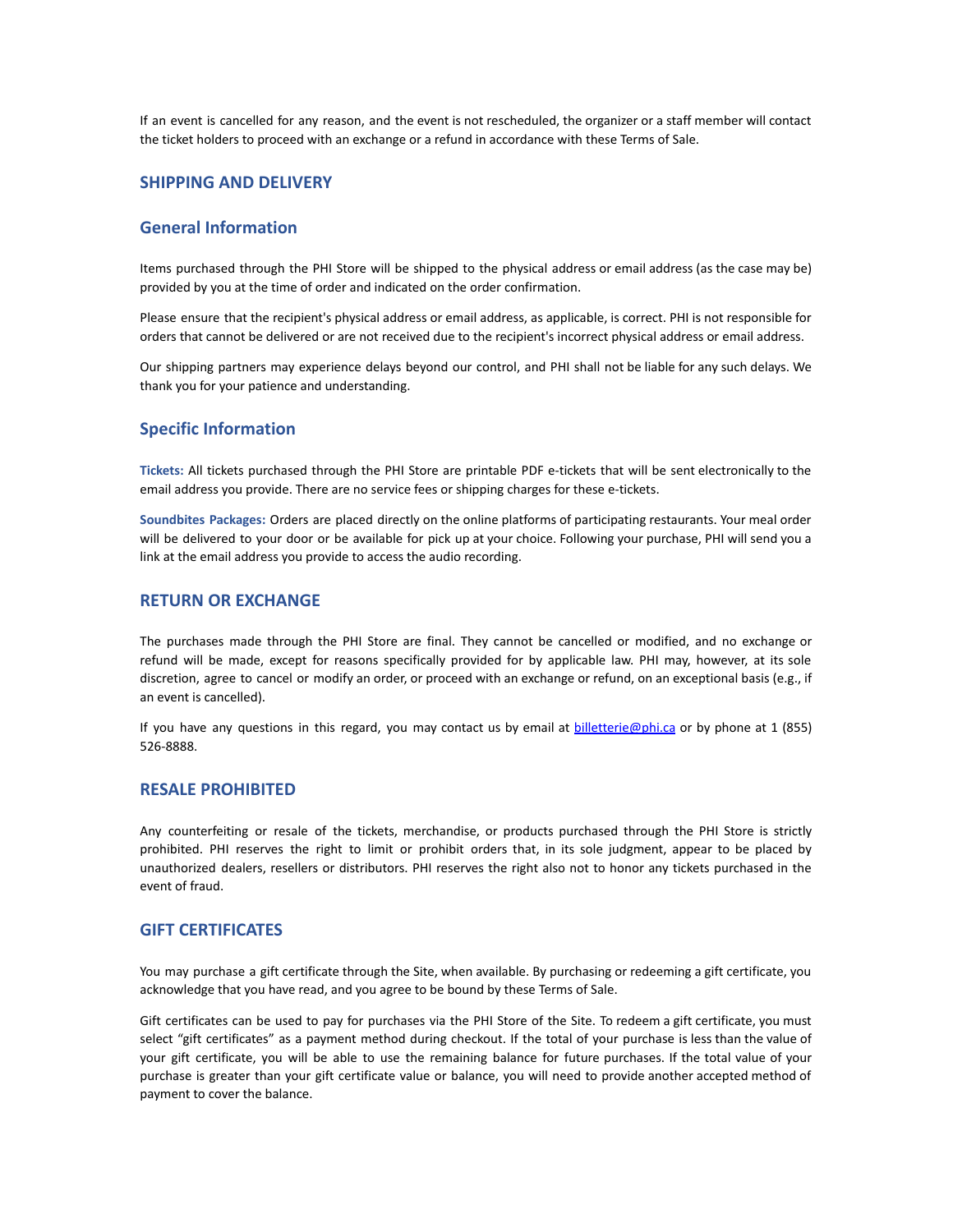If an event is cancelled for any reason, and the event is not rescheduled, the organizer or a staff member will contact the ticket holders to proceed with an exchange or a refund in accordance with these Terms of Sale.

## SHIPPING AND DELIVERY

### General Information

Items purchased through the PHI Store will be shipped to the physical address or email address (as the case may be) provided by you at the time of order and indicated on the order confirmation.

Please ensure that the recipient's physical address or email address, as applicable, is correct. PHI is not responsible for orders that cannot be delivered or are not received due to the recipient's incorrect physical address or email address.

Our shipping partners may experience delays beyond our control, and PHI shall not be liable for any such delays. We thank you for your patience and understanding.

### Specific Information

**Tickets:** All tickets purchased through the PHI Store are printable PDF e-tickets that will be sent electronically to the email address you provide. There are no service fees or shipping charges for these e-tickets.

**Soundbites Packages:** Orders are placed directly on the online platforms of participating restaurants. Your meal order will be delivered to your door or be available for pick up at your choice. Following your purchase, PHI will send you a link at the email address you provide to access the audio recording.

## RETURN OR EXCHANGE

The purchases made through the PHI Store are final. They cannot be cancelled or modified, and no exchange or refund will be made, except for reasons specifically provided for by applicable law. PHI may, however, at its sole discretion, agree to cancel or modify an order, or proceed with an exchange or refund, on an exceptional basis (e.g., if an event is cancelled).

If you have any questions in this regard, you may contact us by email at billetterie@phi.ca or by phone at 1 (855) 526-8888.

## RESALE PROHIBITED

Any counterfeiting or resale of the tickets, merchandise, or products purchased through the PHI Store is strictly prohibited. PHI reserves the right to limit or prohibit orders that, in its sole judgment, appear to be placed by unauthorized dealers, resellers or distributors. PHI reserves the right also not to honor any tickets purchased in the event of fraud.

## GIFT CERTIFICATES

You may purchase a gift certificate through the Site, when available. By purchasing or redeeming a gift certificate, you acknowledge that you have read, and you agree to be bound by these Terms of Sale.

Gift certificates can be used to pay for purchases via the PHI Store of the Site. To redeem a gift certificate, you must select "gift certificates" as a payment method during checkout. If the total of your purchase is less than the value of your gift certificate, you will be able to use the remaining balance for future purchases. If the total value of your purchase is greater than your gift certificate value or balance, you will need to provide another accepted method of payment to cover the balance.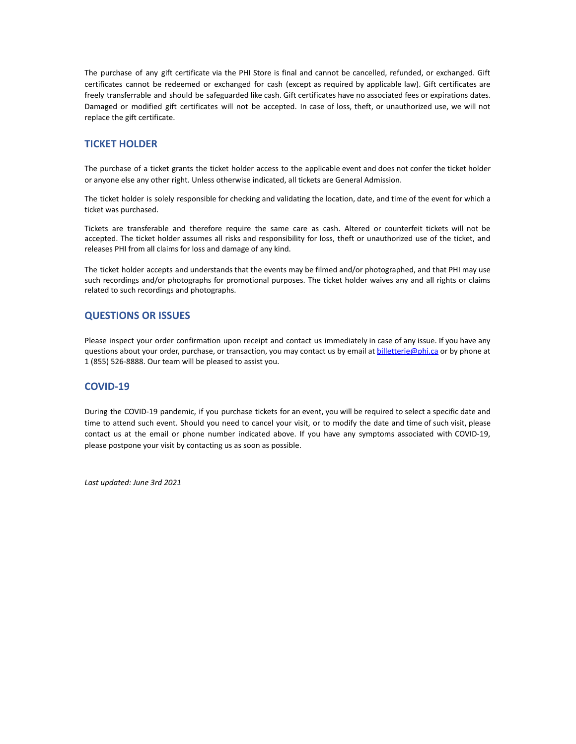The purchase of any gift certificate via the PHI Store is final and cannot be cancelled, refunded, or exchanged. Gift certificates cannot be redeemed or exchanged for cash (except as required by applicable law). Gift certificates are freely transferrable and should be safeguarded like cash. Gift certificates have no associated fees or expirations dates. Damaged or modified gift certificates will not be accepted. In case of loss, theft, or unauthorized use, we will not replace the gift certificate.

## TICKET HOLDER

The purchase of a ticket grants the ticket holder access to the applicable event and does not confer the ticket holder or anyone else any other right. Unless otherwise indicated, all tickets are General Admission.

The ticket holder is solely responsible for checking and validating the location, date, and time of the event for which a ticket was purchased.

Tickets are transferable and therefore require the same care as cash. Altered or counterfeit tickets will not be accepted. The ticket holder assumes all risks and responsibility for loss, theft or unauthorized use of the ticket, and releases PHI from all claims for loss and damage of any kind.

The ticket holder accepts and understands that the events may be filmed and/or photographed, and that PHI may use such recordings and/or photographs for promotional purposes. The ticket holder waives any and all rights or claims related to such recordings and photographs.

## QUESTIONS OR ISSUES

Please inspect your order confirmation upon receipt and contact us immediately in case of any issue. If you have any questions about your order, purchase, or transaction, you may contact us by email at billetterie@phi.ca or by phone at 1 (855) 526-8888. Our team will be pleased to assist you.

## COVID-19

During the COVID-19 pandemic, if you purchase tickets for an event, you will be required to select a specific date and time to attend such event. Should you need to cancel your visit, or to modify the date and time of such visit, please contact us at the email or phone number indicated above. If you have any symptoms associated with COVID-19, please postpone your visit by contacting us as soon as possible.

*Last updated: June 3rd 2021*